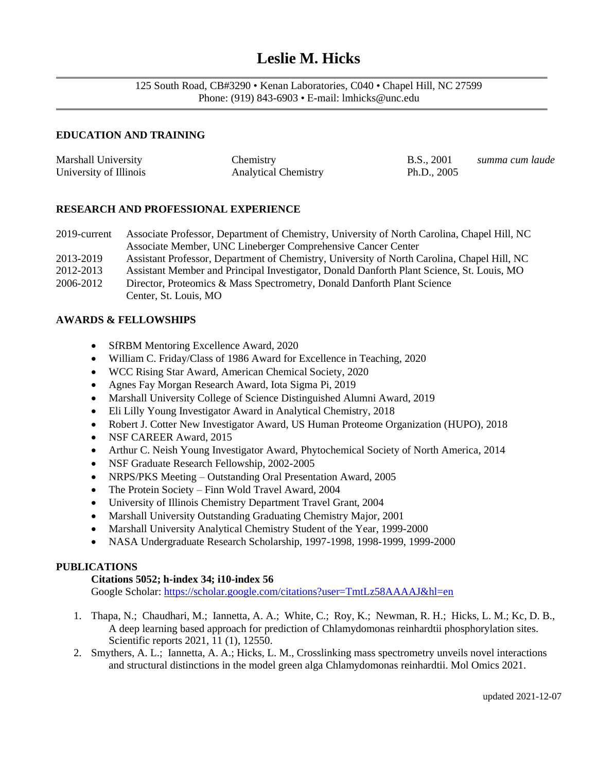# Leslie M. Hicks

125 South Road, CB#3290 • Kenan Laboratories, C040 • Chapel Hill, NC 27599
Phone: (919) 843-6903 • E-mail: lmhicks@unc.edu

## EDUCATION AND TRAINING

| | | | |
|---|---|---|---|
| Marshall University | Chemistry | B.S., 2001 | *summa cum laude* |
| University of Illinois | Analytical Chemistry | Ph.D., 2005 | |

## RESEARCH AND PROFESSIONAL EXPERIENCE

| | |
|---|---|
| 2019-current | Associate Professor, Department of Chemistry, University of North Carolina, Chapel Hill, NC<br>Associate Member, UNC Lineberger Comprehensive Cancer Center |
| 2013-2019 | Assistant Professor, Department of Chemistry, University of North Carolina, Chapel Hill, NC |
| 2012-2013 | Assistant Member and Principal Investigator, Donald Danforth Plant Science, St. Louis, MO |
| 2006-2012 | Director, Proteomics & Mass Spectrometry, Donald Danforth Plant Science Center, St. Louis, MO |

## AWARDS & FELLOWSHIPS

- SfRBM Mentoring Excellence Award, 2020
- William C. Friday/Class of 1986 Award for Excellence in Teaching, 2020
- WCC Rising Star Award, American Chemical Society, 2020
- Agnes Fay Morgan Research Award, Iota Sigma Pi, 2019
- Marshall University College of Science Distinguished Alumni Award, 2019
- Eli Lilly Young Investigator Award in Analytical Chemistry, 2018
- Robert J. Cotter New Investigator Award, US Human Proteome Organization (HUPO), 2018
- NSF CAREER Award, 2015
- Arthur C. Neish Young Investigator Award, Phytochemical Society of North America, 2014
- NSF Graduate Research Fellowship, 2002-2005
- NRPS/PKS Meeting – Outstanding Oral Presentation Award, 2005
- The Protein Society – Finn Wold Travel Award, 2004
- University of Illinois Chemistry Department Travel Grant, 2004
- Marshall University Outstanding Graduating Chemistry Major, 2001
- Marshall University Analytical Chemistry Student of the Year, 1999-2000
- NASA Undergraduate Research Scholarship, 1997-1998, 1998-1999, 1999-2000

## PUBLICATIONS

**Citations 5052; h-index 34; i10-index 56**
Google Scholar: https://scholar.google.com/citations?user=TmtLz58AAAAJ&hl=en

1. Thapa, N.; Chaudhari, M.; Iannetta, A. A.; White, C.; Roy, K.; Newman, R. H.; Hicks, L. M.; Kc, D. B., A deep learning based approach for prediction of Chlamydomonas reinhardtii phosphorylation sites. Scientific reports 2021, 11 (1), 12550.
2. Smythers, A. L.; Iannetta, A. A.; Hicks, L. M., Crosslinking mass spectrometry unveils novel interactions and structural distinctions in the model green alga Chlamydomonas reinhardtii. Mol Omics 2021.

updated 2021-12-07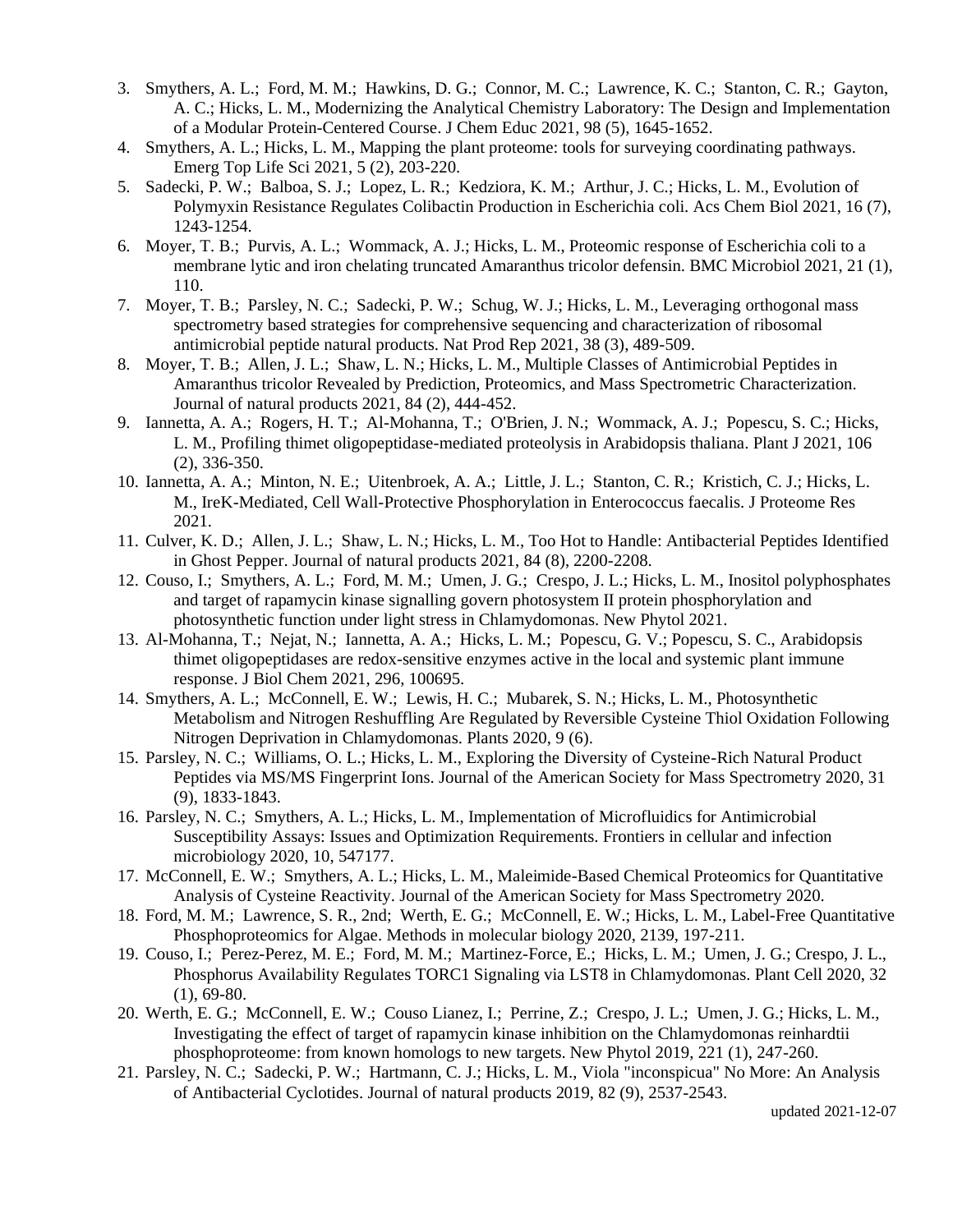3. Smythers, A. L.; Ford, M. M.; Hawkins, D. G.; Connor, M. C.; Lawrence, K. C.; Stanton, C. R.; Gayton, A. C.; Hicks, L. M., Modernizing the Analytical Chemistry Laboratory: The Design and Implementation of a Modular Protein-Centered Course. J Chem Educ 2021, 98 (5), 1645-1652.
4. Smythers, A. L.; Hicks, L. M., Mapping the plant proteome: tools for surveying coordinating pathways. Emerg Top Life Sci 2021, 5 (2), 203-220.
5. Sadecki, P. W.; Balboa, S. J.; Lopez, L. R.; Kedziora, K. M.; Arthur, J. C.; Hicks, L. M., Evolution of Polymyxin Resistance Regulates Colibactin Production in Escherichia coli. Acs Chem Biol 2021, 16 (7), 1243-1254.
6. Moyer, T. B.; Purvis, A. L.; Wommack, A. J.; Hicks, L. M., Proteomic response of Escherichia coli to a membrane lytic and iron chelating truncated Amaranthus tricolor defensin. BMC Microbiol 2021, 21 (1), 110.
7. Moyer, T. B.; Parsley, N. C.; Sadecki, P. W.; Schug, W. J.; Hicks, L. M., Leveraging orthogonal mass spectrometry based strategies for comprehensive sequencing and characterization of ribosomal antimicrobial peptide natural products. Nat Prod Rep 2021, 38 (3), 489-509.
8. Moyer, T. B.; Allen, J. L.; Shaw, L. N.; Hicks, L. M., Multiple Classes of Antimicrobial Peptides in Amaranthus tricolor Revealed by Prediction, Proteomics, and Mass Spectrometric Characterization. Journal of natural products 2021, 84 (2), 444-452.
9. Iannetta, A. A.; Rogers, H. T.; Al-Mohanna, T.; O'Brien, J. N.; Wommack, A. J.; Popescu, S. C.; Hicks, L. M., Profiling thimet oligopeptidase-mediated proteolysis in Arabidopsis thaliana. Plant J 2021, 106 (2), 336-350.
10. Iannetta, A. A.; Minton, N. E.; Uitenbroek, A. A.; Little, J. L.; Stanton, C. R.; Kristich, C. J.; Hicks, L. M., IreK-Mediated, Cell Wall-Protective Phosphorylation in Enterococcus faecalis. J Proteome Res 2021.
11. Culver, K. D.; Allen, J. L.; Shaw, L. N.; Hicks, L. M., Too Hot to Handle: Antibacterial Peptides Identified in Ghost Pepper. Journal of natural products 2021, 84 (8), 2200-2208.
12. Couso, I.; Smythers, A. L.; Ford, M. M.; Umen, J. G.; Crespo, J. L.; Hicks, L. M., Inositol polyphosphates and target of rapamycin kinase signalling govern photosystem II protein phosphorylation and photosynthetic function under light stress in Chlamydomonas. New Phytol 2021.
13. Al-Mohanna, T.; Nejat, N.; Iannetta, A. A.; Hicks, L. M.; Popescu, G. V.; Popescu, S. C., Arabidopsis thimet oligopeptidases are redox-sensitive enzymes active in the local and systemic plant immune response. J Biol Chem 2021, 296, 100695.
14. Smythers, A. L.; McConnell, E. W.; Lewis, H. C.; Mubarek, S. N.; Hicks, L. M., Photosynthetic Metabolism and Nitrogen Reshuffling Are Regulated by Reversible Cysteine Thiol Oxidation Following Nitrogen Deprivation in Chlamydomonas. Plants 2020, 9 (6).
15. Parsley, N. C.; Williams, O. L.; Hicks, L. M., Exploring the Diversity of Cysteine-Rich Natural Product Peptides via MS/MS Fingerprint Ions. Journal of the American Society for Mass Spectrometry 2020, 31 (9), 1833-1843.
16. Parsley, N. C.; Smythers, A. L.; Hicks, L. M., Implementation of Microfluidics for Antimicrobial Susceptibility Assays: Issues and Optimization Requirements. Frontiers in cellular and infection microbiology 2020, 10, 547177.
17. McConnell, E. W.; Smythers, A. L.; Hicks, L. M., Maleimide-Based Chemical Proteomics for Quantitative Analysis of Cysteine Reactivity. Journal of the American Society for Mass Spectrometry 2020.
18. Ford, M. M.; Lawrence, S. R., 2nd; Werth, E. G.; McConnell, E. W.; Hicks, L. M., Label-Free Quantitative Phosphoproteomics for Algae. Methods in molecular biology 2020, 2139, 197-211.
19. Couso, I.; Perez-Perez, M. E.; Ford, M. M.; Martinez-Force, E.; Hicks, L. M.; Umen, J. G.; Crespo, J. L., Phosphorus Availability Regulates TORC1 Signaling via LST8 in Chlamydomonas. Plant Cell 2020, 32 (1), 69-80.
20. Werth, E. G.; McConnell, E. W.; Couso Lianez, I.; Perrine, Z.; Crespo, J. L.; Umen, J. G.; Hicks, L. M., Investigating the effect of target of rapamycin kinase inhibition on the Chlamydomonas reinhardtii phosphoproteome: from known homologs to new targets. New Phytol 2019, 221 (1), 247-260.
21. Parsley, N. C.; Sadecki, P. W.; Hartmann, C. J.; Hicks, L. M., Viola "inconspicua" No More: An Analysis of Antibacterial Cyclotides. Journal of natural products 2019, 82 (9), 2537-2543.

updated 2021-12-07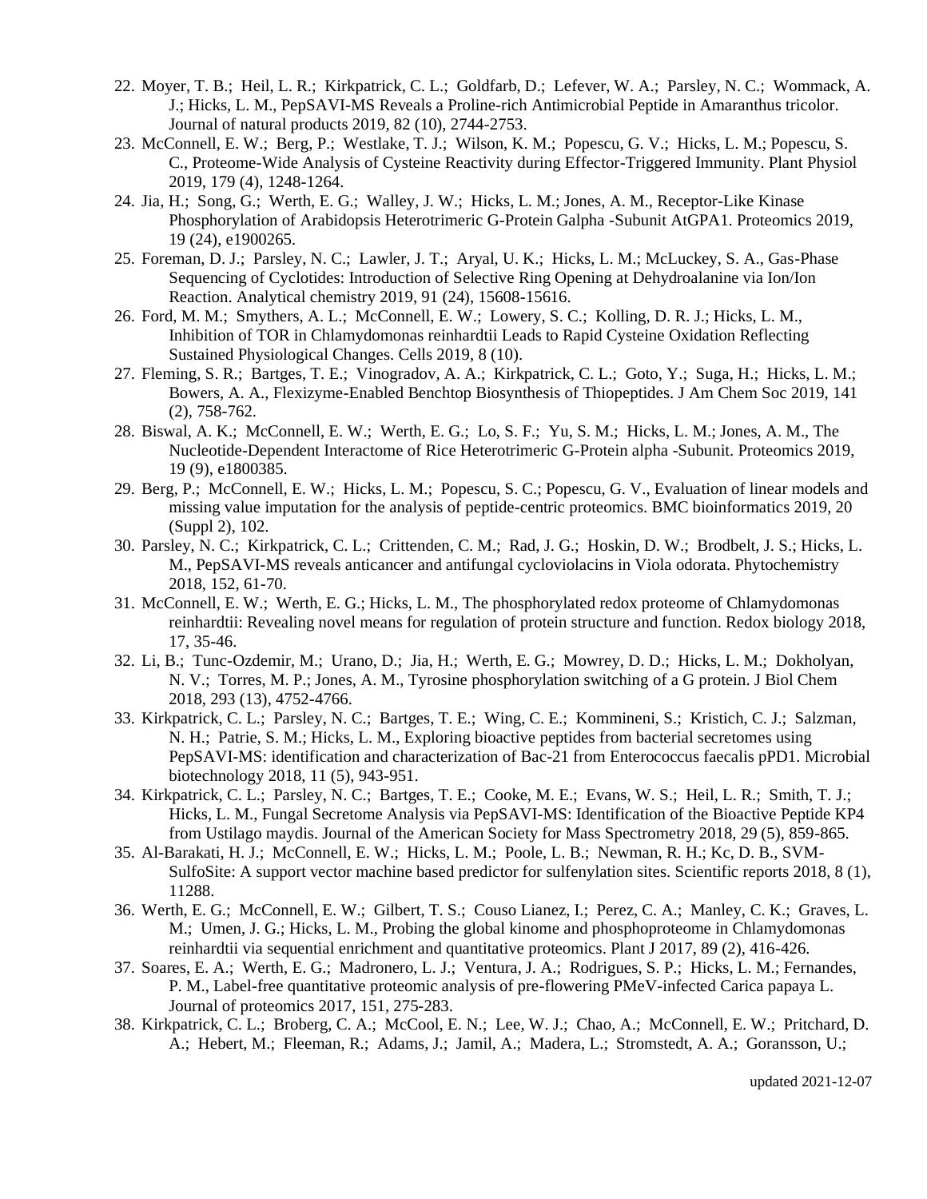22. Moyer, T. B.; Heil, L. R.; Kirkpatrick, C. L.; Goldfarb, D.; Lefever, W. A.; Parsley, N. C.; Wommack, A. J.; Hicks, L. M., PepSAVI-MS Reveals a Proline-rich Antimicrobial Peptide in Amaranthus tricolor. Journal of natural products 2019, 82 (10), 2744-2753.
23. McConnell, E. W.; Berg, P.; Westlake, T. J.; Wilson, K. M.; Popescu, G. V.; Hicks, L. M.; Popescu, S. C., Proteome-Wide Analysis of Cysteine Reactivity during Effector-Triggered Immunity. Plant Physiol 2019, 179 (4), 1248-1264.
24. Jia, H.; Song, G.; Werth, E. G.; Walley, J. W.; Hicks, L. M.; Jones, A. M., Receptor-Like Kinase Phosphorylation of Arabidopsis Heterotrimeric G-Protein Galpha -Subunit AtGPA1. Proteomics 2019, 19 (24), e1900265.
25. Foreman, D. J.; Parsley, N. C.; Lawler, J. T.; Aryal, U. K.; Hicks, L. M.; McLuckey, S. A., Gas-Phase Sequencing of Cyclotides: Introduction of Selective Ring Opening at Dehydroalanine via Ion/Ion Reaction. Analytical chemistry 2019, 91 (24), 15608-15616.
26. Ford, M. M.; Smythers, A. L.; McConnell, E. W.; Lowery, S. C.; Kolling, D. R. J.; Hicks, L. M., Inhibition of TOR in Chlamydomonas reinhardtii Leads to Rapid Cysteine Oxidation Reflecting Sustained Physiological Changes. Cells 2019, 8 (10).
27. Fleming, S. R.; Bartges, T. E.; Vinogradov, A. A.; Kirkpatrick, C. L.; Goto, Y.; Suga, H.; Hicks, L. M.; Bowers, A. A., Flexizyme-Enabled Benchtop Biosynthesis of Thiopeptides. J Am Chem Soc 2019, 141 (2), 758-762.
28. Biswal, A. K.; McConnell, E. W.; Werth, E. G.; Lo, S. F.; Yu, S. M.; Hicks, L. M.; Jones, A. M., The Nucleotide-Dependent Interactome of Rice Heterotrimeric G-Protein alpha -Subunit. Proteomics 2019, 19 (9), e1800385.
29. Berg, P.; McConnell, E. W.; Hicks, L. M.; Popescu, S. C.; Popescu, G. V., Evaluation of linear models and missing value imputation for the analysis of peptide-centric proteomics. BMC bioinformatics 2019, 20 (Suppl 2), 102.
30. Parsley, N. C.; Kirkpatrick, C. L.; Crittenden, C. M.; Rad, J. G.; Hoskin, D. W.; Brodbelt, J. S.; Hicks, L. M., PepSAVI-MS reveals anticancer and antifungal cycloviolacins in Viola odorata. Phytochemistry 2018, 152, 61-70.
31. McConnell, E. W.; Werth, E. G.; Hicks, L. M., The phosphorylated redox proteome of Chlamydomonas reinhardtii: Revealing novel means for regulation of protein structure and function. Redox biology 2018, 17, 35-46.
32. Li, B.; Tunc-Ozdemir, M.; Urano, D.; Jia, H.; Werth, E. G.; Mowrey, D. D.; Hicks, L. M.; Dokholyan, N. V.; Torres, M. P.; Jones, A. M., Tyrosine phosphorylation switching of a G protein. J Biol Chem 2018, 293 (13), 4752-4766.
33. Kirkpatrick, C. L.; Parsley, N. C.; Bartges, T. E.; Wing, C. E.; Kommineni, S.; Kristich, C. J.; Salzman, N. H.; Patrie, S. M.; Hicks, L. M., Exploring bioactive peptides from bacterial secretomes using PepSAVI-MS: identification and characterization of Bac-21 from Enterococcus faecalis pPD1. Microbial biotechnology 2018, 11 (5), 943-951.
34. Kirkpatrick, C. L.; Parsley, N. C.; Bartges, T. E.; Cooke, M. E.; Evans, W. S.; Heil, L. R.; Smith, T. J.; Hicks, L. M., Fungal Secretome Analysis via PepSAVI-MS: Identification of the Bioactive Peptide KP4 from Ustilago maydis. Journal of the American Society for Mass Spectrometry 2018, 29 (5), 859-865.
35. Al-Barakati, H. J.; McConnell, E. W.; Hicks, L. M.; Poole, L. B.; Newman, R. H.; Kc, D. B., SVM-SulfoSite: A support vector machine based predictor for sulfenylation sites. Scientific reports 2018, 8 (1), 11288.
36. Werth, E. G.; McConnell, E. W.; Gilbert, T. S.; Couso Lianez, I.; Perez, C. A.; Manley, C. K.; Graves, L. M.; Umen, J. G.; Hicks, L. M., Probing the global kinome and phosphoproteome in Chlamydomonas reinhardtii via sequential enrichment and quantitative proteomics. Plant J 2017, 89 (2), 416-426.
37. Soares, E. A.; Werth, E. G.; Madronero, L. J.; Ventura, J. A.; Rodrigues, S. P.; Hicks, L. M.; Fernandes, P. M., Label-free quantitative proteomic analysis of pre-flowering PMeV-infected Carica papaya L. Journal of proteomics 2017, 151, 275-283.
38. Kirkpatrick, C. L.; Broberg, C. A.; McCool, E. N.; Lee, W. J.; Chao, A.; McConnell, E. W.; Pritchard, D. A.; Hebert, M.; Fleeman, R.; Adams, J.; Jamil, A.; Madera, L.; Stromstedt, A. A.; Goransson, U.;

updated 2021-12-07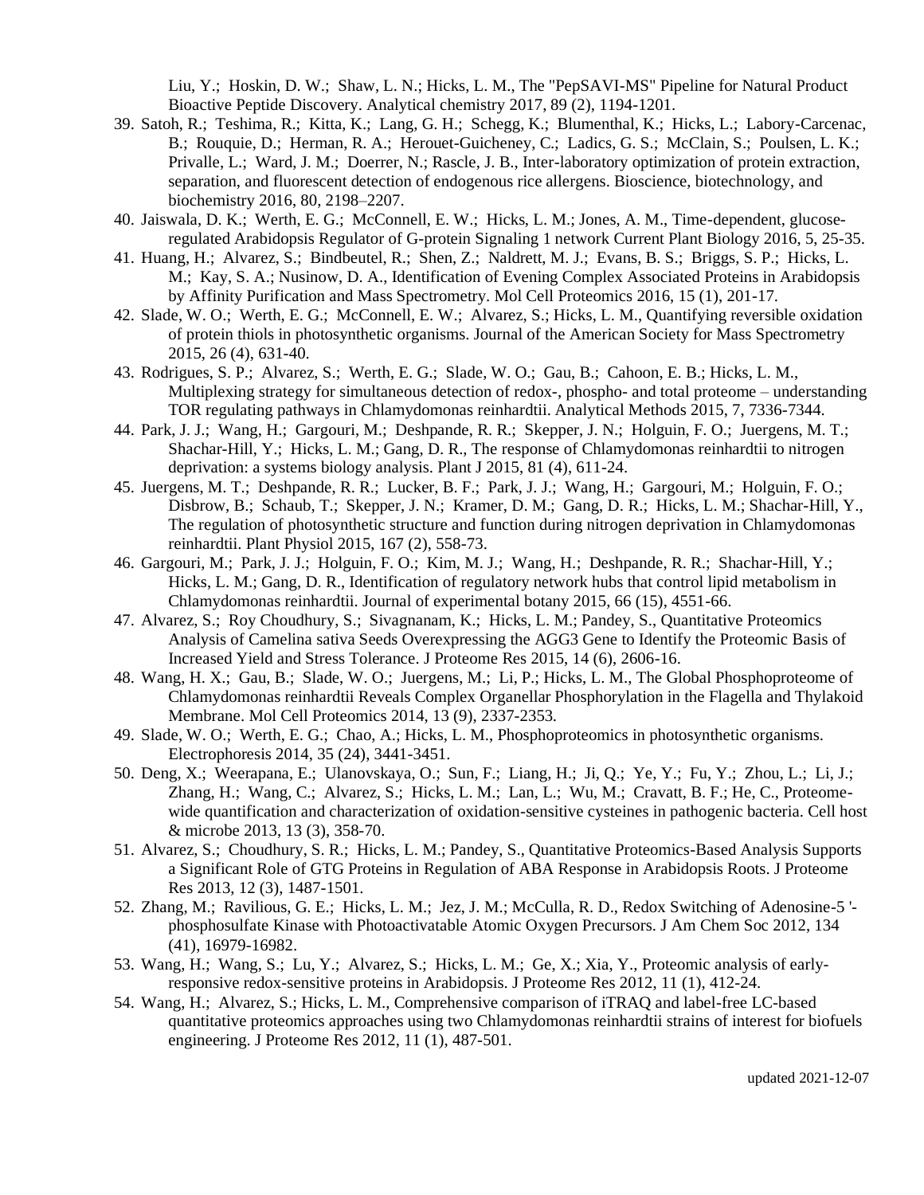Liu, Y.; Hoskin, D. W.; Shaw, L. N.; Hicks, L. M., The "PepSAVI-MS" Pipeline for Natural Product Bioactive Peptide Discovery. Analytical chemistry 2017, 89 (2), 1194-1201.

39. Satoh, R.; Teshima, R.; Kitta, K.; Lang, G. H.; Schegg, K.; Blumenthal, K.; Hicks, L.; Labory-Carcenac, B.; Rouquie, D.; Herman, R. A.; Herouet-Guicheney, C.; Ladics, G. S.; McClain, S.; Poulsen, L. K.; Privalle, L.; Ward, J. M.; Doerrer, N.; Rascle, J. B., Inter-laboratory optimization of protein extraction, separation, and fluorescent detection of endogenous rice allergens. Bioscience, biotechnology, and biochemistry 2016, 80, 2198–2207.
40. Jaiswala, D. K.; Werth, E. G.; McConnell, E. W.; Hicks, L. M.; Jones, A. M., Time-dependent, glucose-regulated Arabidopsis Regulator of G-protein Signaling 1 network Current Plant Biology 2016, 5, 25-35.
41. Huang, H.; Alvarez, S.; Bindbeutel, R.; Shen, Z.; Naldrett, M. J.; Evans, B. S.; Briggs, S. P.; Hicks, L. M.; Kay, S. A.; Nusinow, D. A., Identification of Evening Complex Associated Proteins in Arabidopsis by Affinity Purification and Mass Spectrometry. Mol Cell Proteomics 2016, 15 (1), 201-17.
42. Slade, W. O.; Werth, E. G.; McConnell, E. W.; Alvarez, S.; Hicks, L. M., Quantifying reversible oxidation of protein thiols in photosynthetic organisms. Journal of the American Society for Mass Spectrometry 2015, 26 (4), 631-40.
43. Rodrigues, S. P.; Alvarez, S.; Werth, E. G.; Slade, W. O.; Gau, B.; Cahoon, E. B.; Hicks, L. M., Multiplexing strategy for simultaneous detection of redox-, phospho- and total proteome – understanding TOR regulating pathways in Chlamydomonas reinhardtii. Analytical Methods 2015, 7, 7336-7344.
44. Park, J. J.; Wang, H.; Gargouri, M.; Deshpande, R. R.; Skepper, J. N.; Holguin, F. O.; Juergens, M. T.; Shachar-Hill, Y.; Hicks, L. M.; Gang, D. R., The response of Chlamydomonas reinhardtii to nitrogen deprivation: a systems biology analysis. Plant J 2015, 81 (4), 611-24.
45. Juergens, M. T.; Deshpande, R. R.; Lucker, B. F.; Park, J. J.; Wang, H.; Gargouri, M.; Holguin, F. O.; Disbrow, B.; Schaub, T.; Skepper, J. N.; Kramer, D. M.; Gang, D. R.; Hicks, L. M.; Shachar-Hill, Y., The regulation of photosynthetic structure and function during nitrogen deprivation in Chlamydomonas reinhardtii. Plant Physiol 2015, 167 (2), 558-73.
46. Gargouri, M.; Park, J. J.; Holguin, F. O.; Kim, M. J.; Wang, H.; Deshpande, R. R.; Shachar-Hill, Y.; Hicks, L. M.; Gang, D. R., Identification of regulatory network hubs that control lipid metabolism in Chlamydomonas reinhardtii. Journal of experimental botany 2015, 66 (15), 4551-66.
47. Alvarez, S.; Roy Choudhury, S.; Sivagnanam, K.; Hicks, L. M.; Pandey, S., Quantitative Proteomics Analysis of Camelina sativa Seeds Overexpressing the AGG3 Gene to Identify the Proteomic Basis of Increased Yield and Stress Tolerance. J Proteome Res 2015, 14 (6), 2606-16.
48. Wang, H. X.; Gau, B.; Slade, W. O.; Juergens, M.; Li, P.; Hicks, L. M., The Global Phosphoproteome of Chlamydomonas reinhardtii Reveals Complex Organellar Phosphorylation in the Flagella and Thylakoid Membrane. Mol Cell Proteomics 2014, 13 (9), 2337-2353.
49. Slade, W. O.; Werth, E. G.; Chao, A.; Hicks, L. M., Phosphoproteomics in photosynthetic organisms. Electrophoresis 2014, 35 (24), 3441-3451.
50. Deng, X.; Weerapana, E.; Ulanovskaya, O.; Sun, F.; Liang, H.; Ji, Q.; Ye, Y.; Fu, Y.; Zhou, L.; Li, J.; Zhang, H.; Wang, C.; Alvarez, S.; Hicks, L. M.; Lan, L.; Wu, M.; Cravatt, B. F.; He, C., Proteome-wide quantification and characterization of oxidation-sensitive cysteines in pathogenic bacteria. Cell host & microbe 2013, 13 (3), 358-70.
51. Alvarez, S.; Choudhury, S. R.; Hicks, L. M.; Pandey, S., Quantitative Proteomics-Based Analysis Supports a Significant Role of GTG Proteins in Regulation of ABA Response in Arabidopsis Roots. J Proteome Res 2013, 12 (3), 1487-1501.
52. Zhang, M.; Ravilious, G. E.; Hicks, L. M.; Jez, J. M.; McCulla, R. D., Redox Switching of Adenosine-5'-phosphosulfate Kinase with Photoactivatable Atomic Oxygen Precursors. J Am Chem Soc 2012, 134 (41), 16979-16982.
53. Wang, H.; Wang, S.; Lu, Y.; Alvarez, S.; Hicks, L. M.; Ge, X.; Xia, Y., Proteomic analysis of early-responsive redox-sensitive proteins in Arabidopsis. J Proteome Res 2012, 11 (1), 412-24.
54. Wang, H.; Alvarez, S.; Hicks, L. M., Comprehensive comparison of iTRAQ and label-free LC-based quantitative proteomics approaches using two Chlamydomonas reinhardtii strains of interest for biofuels engineering. J Proteome Res 2012, 11 (1), 487-501.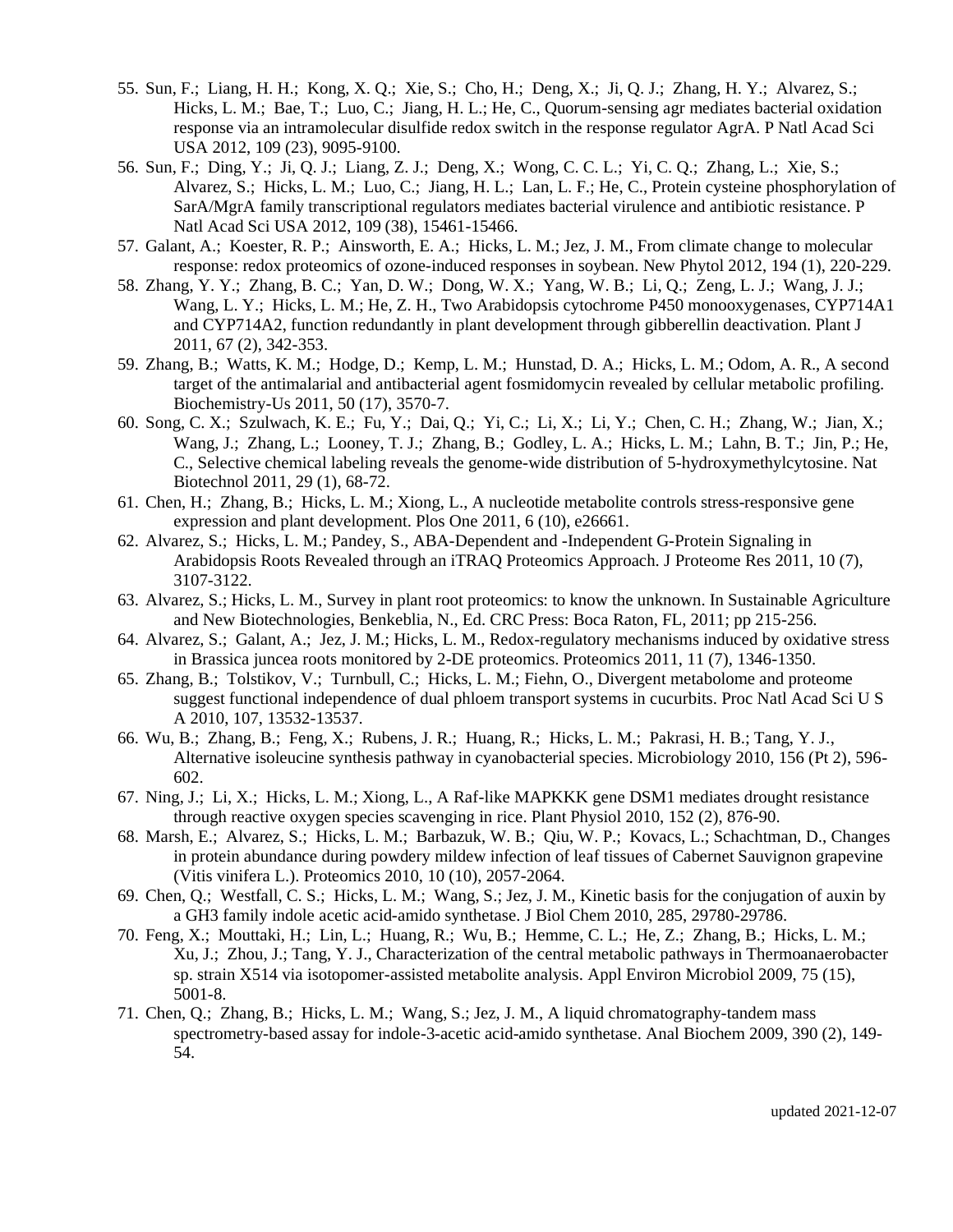55. Sun, F.; Liang, H. H.; Kong, X. Q.; Xie, S.; Cho, H.; Deng, X.; Ji, Q. J.; Zhang, H. Y.; Alvarez, S.; Hicks, L. M.; Bae, T.; Luo, C.; Jiang, H. L.; He, C., Quorum-sensing agr mediates bacterial oxidation response via an intramolecular disulfide redox switch in the response regulator AgrA. P Natl Acad Sci USA 2012, 109 (23), 9095-9100.
56. Sun, F.; Ding, Y.; Ji, Q. J.; Liang, Z. J.; Deng, X.; Wong, C. C. L.; Yi, C. Q.; Zhang, L.; Xie, S.; Alvarez, S.; Hicks, L. M.; Luo, C.; Jiang, H. L.; Lan, L. F.; He, C., Protein cysteine phosphorylation of SarA/MgrA family transcriptional regulators mediates bacterial virulence and antibiotic resistance. P Natl Acad Sci USA 2012, 109 (38), 15461-15466.
57. Galant, A.; Koester, R. P.; Ainsworth, E. A.; Hicks, L. M.; Jez, J. M., From climate change to molecular response: redox proteomics of ozone-induced responses in soybean. New Phytol 2012, 194 (1), 220-229.
58. Zhang, Y. Y.; Zhang, B. C.; Yan, D. W.; Dong, W. X.; Yang, W. B.; Li, Q.; Zeng, L. J.; Wang, J. J.; Wang, L. Y.; Hicks, L. M.; He, Z. H., Two Arabidopsis cytochrome P450 monooxygenases, CYP714A1 and CYP714A2, function redundantly in plant development through gibberellin deactivation. Plant J 2011, 67 (2), 342-353.
59. Zhang, B.; Watts, K. M.; Hodge, D.; Kemp, L. M.; Hunstad, D. A.; Hicks, L. M.; Odom, A. R., A second target of the antimalarial and antibacterial agent fosmidomycin revealed by cellular metabolic profiling. Biochemistry-Us 2011, 50 (17), 3570-7.
60. Song, C. X.; Szulwach, K. E.; Fu, Y.; Dai, Q.; Yi, C.; Li, X.; Li, Y.; Chen, C. H.; Zhang, W.; Jian, X.; Wang, J.; Zhang, L.; Looney, T. J.; Zhang, B.; Godley, L. A.; Hicks, L. M.; Lahn, B. T.; Jin, P.; He, C., Selective chemical labeling reveals the genome-wide distribution of 5-hydroxymethylcytosine. Nat Biotechnol 2011, 29 (1), 68-72.
61. Chen, H.; Zhang, B.; Hicks, L. M.; Xiong, L., A nucleotide metabolite controls stress-responsive gene expression and plant development. Plos One 2011, 6 (10), e26661.
62. Alvarez, S.; Hicks, L. M.; Pandey, S., ABA-Dependent and -Independent G-Protein Signaling in Arabidopsis Roots Revealed through an iTRAQ Proteomics Approach. J Proteome Res 2011, 10 (7), 3107-3122.
63. Alvarez, S.; Hicks, L. M., Survey in plant root proteomics: to know the unknown. In Sustainable Agriculture and New Biotechnologies, Benkeblia, N., Ed. CRC Press: Boca Raton, FL, 2011; pp 215-256.
64. Alvarez, S.; Galant, A.; Jez, J. M.; Hicks, L. M., Redox-regulatory mechanisms induced by oxidative stress in Brassica juncea roots monitored by 2-DE proteomics. Proteomics 2011, 11 (7), 1346-1350.
65. Zhang, B.; Tolstikov, V.; Turnbull, C.; Hicks, L. M.; Fiehn, O., Divergent metabolome and proteome suggest functional independence of dual phloem transport systems in cucurbits. Proc Natl Acad Sci U S A 2010, 107, 13532-13537.
66. Wu, B.; Zhang, B.; Feng, X.; Rubens, J. R.; Huang, R.; Hicks, L. M.; Pakrasi, H. B.; Tang, Y. J., Alternative isoleucine synthesis pathway in cyanobacterial species. Microbiology 2010, 156 (Pt 2), 596-602.
67. Ning, J.; Li, X.; Hicks, L. M.; Xiong, L., A Raf-like MAPKKK gene DSM1 mediates drought resistance through reactive oxygen species scavenging in rice. Plant Physiol 2010, 152 (2), 876-90.
68. Marsh, E.; Alvarez, S.; Hicks, L. M.; Barbazuk, W. B.; Qiu, W. P.; Kovacs, L.; Schachtman, D., Changes in protein abundance during powdery mildew infection of leaf tissues of Cabernet Sauvignon grapevine (Vitis vinifera L.). Proteomics 2010, 10 (10), 2057-2064.
69. Chen, Q.; Westfall, C. S.; Hicks, L. M.; Wang, S.; Jez, J. M., Kinetic basis for the conjugation of auxin by a GH3 family indole acetic acid-amido synthetase. J Biol Chem 2010, 285, 29780-29786.
70. Feng, X.; Mouttaki, H.; Lin, L.; Huang, R.; Wu, B.; Hemme, C. L.; He, Z.; Zhang, B.; Hicks, L. M.; Xu, J.; Zhou, J.; Tang, Y. J., Characterization of the central metabolic pathways in Thermoanaerobacter sp. strain X514 via isotopomer-assisted metabolite analysis. Appl Environ Microbiol 2009, 75 (15), 5001-8.
71. Chen, Q.; Zhang, B.; Hicks, L. M.; Wang, S.; Jez, J. M., A liquid chromatography-tandem mass spectrometry-based assay for indole-3-acetic acid-amido synthetase. Anal Biochem 2009, 390 (2), 149-54.

updated 2021-12-07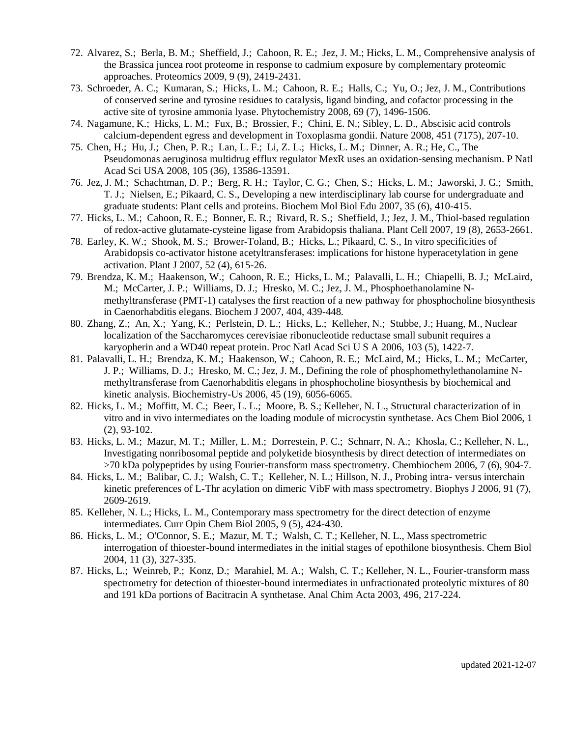72. Alvarez, S.; Berla, B. M.; Sheffield, J.; Cahoon, R. E.; Jez, J. M.; Hicks, L. M., Comprehensive analysis of the Brassica juncea root proteome in response to cadmium exposure by complementary proteomic approaches. Proteomics 2009, 9 (9), 2419-2431.
73. Schroeder, A. C.; Kumaran, S.; Hicks, L. M.; Cahoon, R. E.; Halls, C.; Yu, O.; Jez, J. M., Contributions of conserved serine and tyrosine residues to catalysis, ligand binding, and cofactor processing in the active site of tyrosine ammonia lyase. Phytochemistry 2008, 69 (7), 1496-1506.
74. Nagamune, K.; Hicks, L. M.; Fux, B.; Brossier, F.; Chini, E. N.; Sibley, L. D., Abscisic acid controls calcium-dependent egress and development in Toxoplasma gondii. Nature 2008, 451 (7175), 207-10.
75. Chen, H.; Hu, J.; Chen, P. R.; Lan, L. F.; Li, Z. L.; Hicks, L. M.; Dinner, A. R.; He, C., The Pseudomonas aeruginosa multidrug efflux regulator MexR uses an oxidation-sensing mechanism. P Natl Acad Sci USA 2008, 105 (36), 13586-13591.
76. Jez, J. M.; Schachtman, D. P.; Berg, R. H.; Taylor, C. G.; Chen, S.; Hicks, L. M.; Jaworski, J. G.; Smith, T. J.; Nielsen, E.; Pikaard, C. S., Developing a new interdisciplinary lab course for undergraduate and graduate students: Plant cells and proteins. Biochem Mol Biol Edu 2007, 35 (6), 410-415.
77. Hicks, L. M.; Cahoon, R. E.; Bonner, E. R.; Rivard, R. S.; Sheffield, J.; Jez, J. M., Thiol-based regulation of redox-active glutamate-cysteine ligase from Arabidopsis thaliana. Plant Cell 2007, 19 (8), 2653-2661.
78. Earley, K. W.; Shook, M. S.; Brower-Toland, B.; Hicks, L.; Pikaard, C. S., In vitro specificities of Arabidopsis co-activator histone acetyltransferases: implications for histone hyperacetylation in gene activation. Plant J 2007, 52 (4), 615-26.
79. Brendza, K. M.; Haakenson, W.; Cahoon, R. E.; Hicks, L. M.; Palavalli, L. H.; Chiapelli, B. J.; McLaird, M.; McCarter, J. P.; Williams, D. J.; Hresko, M. C.; Jez, J. M., Phosphoethanolamine N-methyltransferase (PMT-1) catalyses the first reaction of a new pathway for phosphocholine biosynthesis in Caenorhabditis elegans. Biochem J 2007, 404, 439-448.
80. Zhang, Z.; An, X.; Yang, K.; Perlstein, D. L.; Hicks, L.; Kelleher, N.; Stubbe, J.; Huang, M., Nuclear localization of the Saccharomyces cerevisiae ribonucleotide reductase small subunit requires a karyopherin and a WD40 repeat protein. Proc Natl Acad Sci U S A 2006, 103 (5), 1422-7.
81. Palavalli, L. H.; Brendza, K. M.; Haakenson, W.; Cahoon, R. E.; McLaird, M.; Hicks, L. M.; McCarter, J. P.; Williams, D. J.; Hresko, M. C.; Jez, J. M., Defining the role of phosphomethylethanolamine N-methyltransferase from Caenorhabditis elegans in phosphocholine biosynthesis by biochemical and kinetic analysis. Biochemistry-Us 2006, 45 (19), 6056-6065.
82. Hicks, L. M.; Moffitt, M. C.; Beer, L. L.; Moore, B. S.; Kelleher, N. L., Structural characterization of in vitro and in vivo intermediates on the loading module of microcystin synthetase. Acs Chem Biol 2006, 1 (2), 93-102.
83. Hicks, L. M.; Mazur, M. T.; Miller, L. M.; Dorrestein, P. C.; Schnarr, N. A.; Khosla, C.; Kelleher, N. L., Investigating nonribosomal peptide and polyketide biosynthesis by direct detection of intermediates on >70 kDa polypeptides by using Fourier-transform mass spectrometry. Chembiochem 2006, 7 (6), 904-7.
84. Hicks, L. M.; Balibar, C. J.; Walsh, C. T.; Kelleher, N. L.; Hillson, N. J., Probing intra- versus interchain kinetic preferences of L-Thr acylation on dimeric VibF with mass spectrometry. Biophys J 2006, 91 (7), 2609-2619.
85. Kelleher, N. L.; Hicks, L. M., Contemporary mass spectrometry for the direct detection of enzyme intermediates. Curr Opin Chem Biol 2005, 9 (5), 424-430.
86. Hicks, L. M.; O'Connor, S. E.; Mazur, M. T.; Walsh, C. T.; Kelleher, N. L., Mass spectrometric interrogation of thioester-bound intermediates in the initial stages of epothilone biosynthesis. Chem Biol 2004, 11 (3), 327-335.
87. Hicks, L.; Weinreb, P.; Konz, D.; Marahiel, M. A.; Walsh, C. T.; Kelleher, N. L., Fourier-transform mass spectrometry for detection of thioester-bound intermediates in unfractionated proteolytic mixtures of 80 and 191 kDa portions of Bacitracin A synthetase. Anal Chim Acta 2003, 496, 217-224.

updated 2021-12-07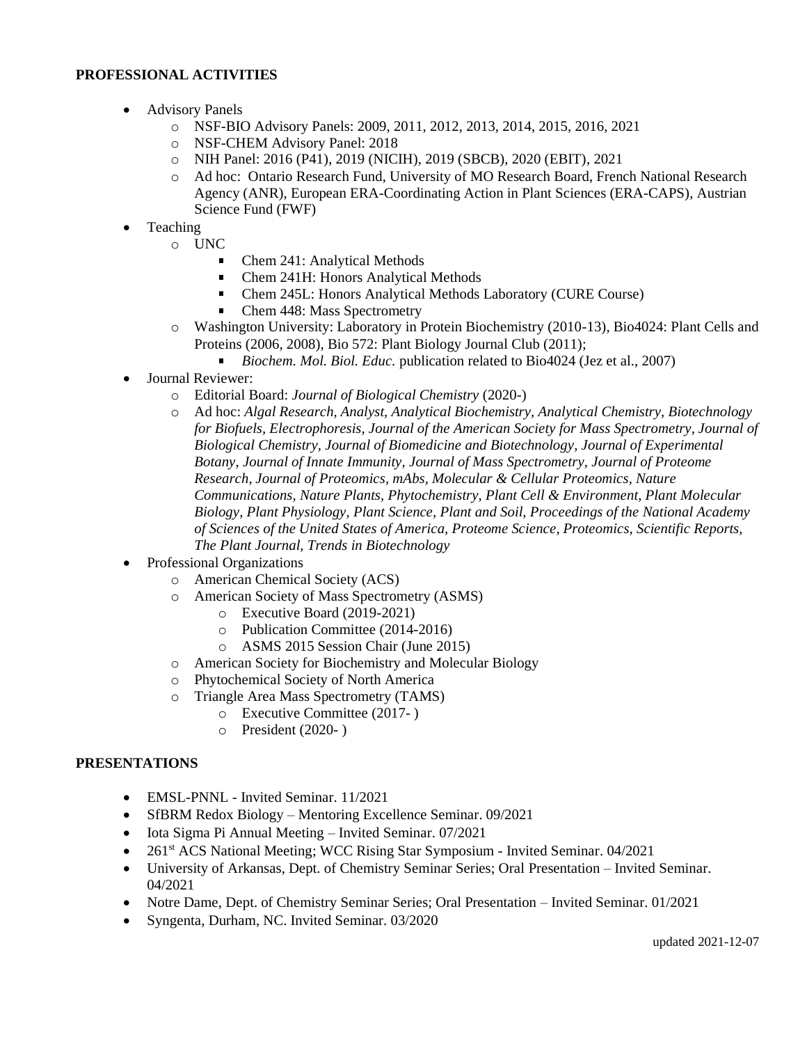## PROFESSIONAL ACTIVITIES

- Advisory Panels
  - NSF-BIO Advisory Panels: 2009, 2011, 2012, 2013, 2014, 2015, 2016, 2021
  - NSF-CHEM Advisory Panel: 2018
  - NIH Panel: 2016 (P41), 2019 (NICIH), 2019 (SBCB), 2020 (EBIT), 2021
  - Ad hoc: Ontario Research Fund, University of MO Research Board, French National Research Agency (ANR), European ERA-Coordinating Action in Plant Sciences (ERA-CAPS), Austrian Science Fund (FWF)
- Teaching
  - UNC
    - Chem 241: Analytical Methods
    - Chem 241H: Honors Analytical Methods
    - Chem 245L: Honors Analytical Methods Laboratory (CURE Course)
    - Chem 448: Mass Spectrometry
  - Washington University: Laboratory in Protein Biochemistry (2010-13), Bio4024: Plant Cells and Proteins (2006, 2008), Bio 572: Plant Biology Journal Club (2011);
    - *Biochem. Mol. Biol. Educ.* publication related to Bio4024 (Jez et al., 2007)
- Journal Reviewer:
  - Editorial Board: *Journal of Biological Chemistry* (2020-)
  - Ad hoc: *Algal Research, Analyst, Analytical Biochemistry, Analytical Chemistry, Biotechnology for Biofuels, Electrophoresis, Journal of the American Society for Mass Spectrometry, Journal of Biological Chemistry, Journal of Biomedicine and Biotechnology, Journal of Experimental Botany, Journal of Innate Immunity, Journal of Mass Spectrometry, Journal of Proteome Research, Journal of Proteomics, mAbs, Molecular & Cellular Proteomics, Nature Communications, Nature Plants, Phytochemistry, Plant Cell & Environment, Plant Molecular Biology, Plant Physiology, Plant Science, Plant and Soil, Proceedings of the National Academy of Sciences of the United States of America, Proteome Science, Proteomics, Scientific Reports, The Plant Journal, Trends in Biotechnology*
- Professional Organizations
  - American Chemical Society (ACS)
  - American Society of Mass Spectrometry (ASMS)
    - Executive Board (2019-2021)
    - Publication Committee (2014-2016)
    - ASMS 2015 Session Chair (June 2015)
  - American Society for Biochemistry and Molecular Biology
  - Phytochemical Society of North America
  - Triangle Area Mass Spectrometry (TAMS)
    - Executive Committee (2017- )
    - President (2020- )

## PRESENTATIONS

- EMSL-PNNL - Invited Seminar. 11/2021
- SfBRM Redox Biology – Mentoring Excellence Seminar. 09/2021
- Iota Sigma Pi Annual Meeting – Invited Seminar. 07/2021
- 261st ACS National Meeting; WCC Rising Star Symposium - Invited Seminar. 04/2021
- University of Arkansas, Dept. of Chemistry Seminar Series; Oral Presentation – Invited Seminar. 04/2021
- Notre Dame, Dept. of Chemistry Seminar Series; Oral Presentation – Invited Seminar. 01/2021
- Syngenta, Durham, NC. Invited Seminar. 03/2020

updated 2021-12-07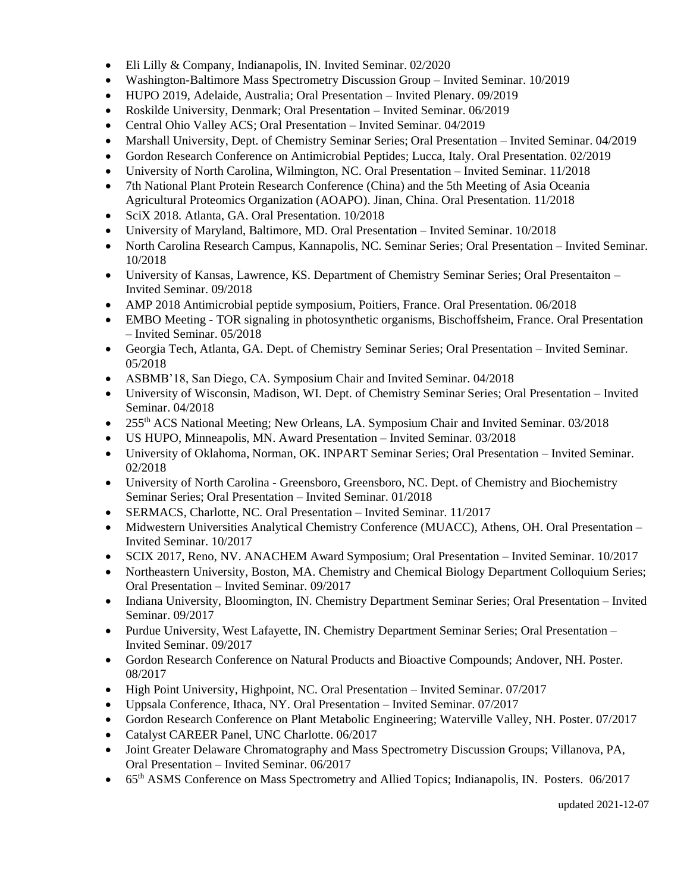- Eli Lilly & Company, Indianapolis, IN. Invited Seminar. 02/2020
- Washington-Baltimore Mass Spectrometry Discussion Group – Invited Seminar. 10/2019
- HUPO 2019, Adelaide, Australia; Oral Presentation – Invited Plenary. 09/2019
- Roskilde University, Denmark; Oral Presentation – Invited Seminar. 06/2019
- Central Ohio Valley ACS; Oral Presentation – Invited Seminar. 04/2019
- Marshall University, Dept. of Chemistry Seminar Series; Oral Presentation – Invited Seminar. 04/2019
- Gordon Research Conference on Antimicrobial Peptides; Lucca, Italy. Oral Presentation. 02/2019
- University of North Carolina, Wilmington, NC. Oral Presentation – Invited Seminar. 11/2018
- 7th National Plant Protein Research Conference (China) and the 5th Meeting of Asia Oceania Agricultural Proteomics Organization (AOAPO). Jinan, China. Oral Presentation. 11/2018
- SciX 2018. Atlanta, GA. Oral Presentation. 10/2018
- University of Maryland, Baltimore, MD. Oral Presentation – Invited Seminar. 10/2018
- North Carolina Research Campus, Kannapolis, NC. Seminar Series; Oral Presentation – Invited Seminar. 10/2018
- University of Kansas, Lawrence, KS. Department of Chemistry Seminar Series; Oral Presentaiton – Invited Seminar. 09/2018
- AMP 2018 Antimicrobial peptide symposium, Poitiers, France. Oral Presentation. 06/2018
- EMBO Meeting - TOR signaling in photosynthetic organisms, Bischoffsheim, France. Oral Presentation – Invited Seminar. 05/2018
- Georgia Tech, Atlanta, GA. Dept. of Chemistry Seminar Series; Oral Presentation – Invited Seminar. 05/2018
- ASBMB'18, San Diego, CA. Symposium Chair and Invited Seminar. 04/2018
- University of Wisconsin, Madison, WI. Dept. of Chemistry Seminar Series; Oral Presentation – Invited Seminar. 04/2018
- 255th ACS National Meeting; New Orleans, LA. Symposium Chair and Invited Seminar. 03/2018
- US HUPO, Minneapolis, MN. Award Presentation – Invited Seminar. 03/2018
- University of Oklahoma, Norman, OK. INPART Seminar Series; Oral Presentation – Invited Seminar. 02/2018
- University of North Carolina - Greensboro, Greensboro, NC. Dept. of Chemistry and Biochemistry Seminar Series; Oral Presentation – Invited Seminar. 01/2018
- SERMACS, Charlotte, NC. Oral Presentation – Invited Seminar. 11/2017
- Midwestern Universities Analytical Chemistry Conference (MUACC), Athens, OH. Oral Presentation – Invited Seminar. 10/2017
- SCIX 2017, Reno, NV. ANACHEM Award Symposium; Oral Presentation – Invited Seminar. 10/2017
- Northeastern University, Boston, MA. Chemistry and Chemical Biology Department Colloquium Series; Oral Presentation – Invited Seminar. 09/2017
- Indiana University, Bloomington, IN. Chemistry Department Seminar Series; Oral Presentation – Invited Seminar. 09/2017
- Purdue University, West Lafayette, IN. Chemistry Department Seminar Series; Oral Presentation – Invited Seminar. 09/2017
- Gordon Research Conference on Natural Products and Bioactive Compounds; Andover, NH. Poster. 08/2017
- High Point University, Highpoint, NC. Oral Presentation – Invited Seminar. 07/2017
- Uppsala Conference, Ithaca, NY. Oral Presentation – Invited Seminar. 07/2017
- Gordon Research Conference on Plant Metabolic Engineering; Waterville Valley, NH. Poster. 07/2017
- Catalyst CAREER Panel, UNC Charlotte. 06/2017
- Joint Greater Delaware Chromatography and Mass Spectrometry Discussion Groups; Villanova, PA, Oral Presentation – Invited Seminar. 06/2017
- 65th ASMS Conference on Mass Spectrometry and Allied Topics; Indianapolis, IN. Posters. 06/2017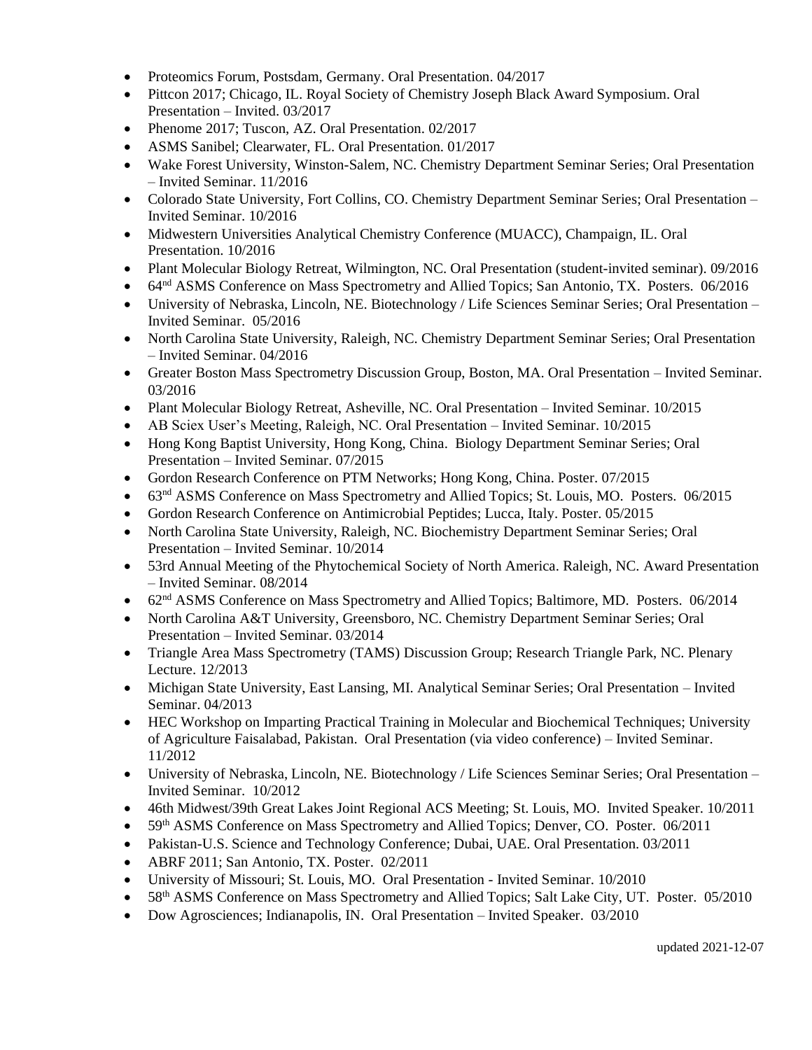- Proteomics Forum, Postsdam, Germany. Oral Presentation. 04/2017
- Pittcon 2017; Chicago, IL. Royal Society of Chemistry Joseph Black Award Symposium. Oral Presentation – Invited. 03/2017
- Phenome 2017; Tuscon, AZ. Oral Presentation. 02/2017
- ASMS Sanibel; Clearwater, FL. Oral Presentation. 01/2017
- Wake Forest University, Winston-Salem, NC. Chemistry Department Seminar Series; Oral Presentation – Invited Seminar. 11/2016
- Colorado State University, Fort Collins, CO. Chemistry Department Seminar Series; Oral Presentation – Invited Seminar. 10/2016
- Midwestern Universities Analytical Chemistry Conference (MUACC), Champaign, IL. Oral Presentation. 10/2016
- Plant Molecular Biology Retreat, Wilmington, NC. Oral Presentation (student-invited seminar). 09/2016
- 64nd ASMS Conference on Mass Spectrometry and Allied Topics; San Antonio, TX. Posters. 06/2016
- University of Nebraska, Lincoln, NE. Biotechnology / Life Sciences Seminar Series; Oral Presentation – Invited Seminar. 05/2016
- North Carolina State University, Raleigh, NC. Chemistry Department Seminar Series; Oral Presentation – Invited Seminar. 04/2016
- Greater Boston Mass Spectrometry Discussion Group, Boston, MA. Oral Presentation – Invited Seminar. 03/2016
- Plant Molecular Biology Retreat, Asheville, NC. Oral Presentation – Invited Seminar. 10/2015
- AB Sciex User's Meeting, Raleigh, NC. Oral Presentation – Invited Seminar. 10/2015
- Hong Kong Baptist University, Hong Kong, China. Biology Department Seminar Series; Oral Presentation – Invited Seminar. 07/2015
- Gordon Research Conference on PTM Networks; Hong Kong, China. Poster. 07/2015
- 63nd ASMS Conference on Mass Spectrometry and Allied Topics; St. Louis, MO. Posters. 06/2015
- Gordon Research Conference on Antimicrobial Peptides; Lucca, Italy. Poster. 05/2015
- North Carolina State University, Raleigh, NC. Biochemistry Department Seminar Series; Oral Presentation – Invited Seminar. 10/2014
- 53rd Annual Meeting of the Phytochemical Society of North America. Raleigh, NC. Award Presentation – Invited Seminar. 08/2014
- 62nd ASMS Conference on Mass Spectrometry and Allied Topics; Baltimore, MD. Posters. 06/2014
- North Carolina A&T University, Greensboro, NC. Chemistry Department Seminar Series; Oral Presentation – Invited Seminar. 03/2014
- Triangle Area Mass Spectrometry (TAMS) Discussion Group; Research Triangle Park, NC. Plenary Lecture. 12/2013
- Michigan State University, East Lansing, MI. Analytical Seminar Series; Oral Presentation – Invited Seminar. 04/2013
- HEC Workshop on Imparting Practical Training in Molecular and Biochemical Techniques; University of Agriculture Faisalabad, Pakistan. Oral Presentation (via video conference) – Invited Seminar. 11/2012
- University of Nebraska, Lincoln, NE. Biotechnology / Life Sciences Seminar Series; Oral Presentation – Invited Seminar. 10/2012
- 46th Midwest/39th Great Lakes Joint Regional ACS Meeting; St. Louis, MO. Invited Speaker. 10/2011
- 59th ASMS Conference on Mass Spectrometry and Allied Topics; Denver, CO. Poster. 06/2011
- Pakistan-U.S. Science and Technology Conference; Dubai, UAE. Oral Presentation. 03/2011
- ABRF 2011; San Antonio, TX. Poster. 02/2011
- University of Missouri; St. Louis, MO. Oral Presentation - Invited Seminar. 10/2010
- 58th ASMS Conference on Mass Spectrometry and Allied Topics; Salt Lake City, UT. Poster. 05/2010
- Dow Agrosciences; Indianapolis, IN. Oral Presentation – Invited Speaker. 03/2010

updated 2021-12-07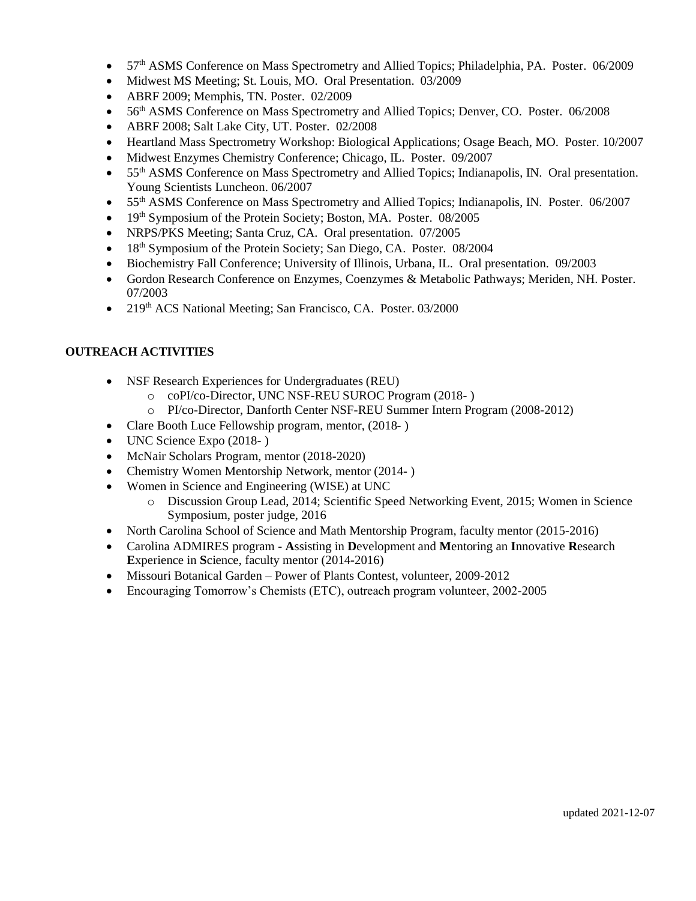- 57th ASMS Conference on Mass Spectrometry and Allied Topics; Philadelphia, PA. Poster. 06/2009
- Midwest MS Meeting; St. Louis, MO. Oral Presentation. 03/2009
- ABRF 2009; Memphis, TN. Poster. 02/2009
- 56th ASMS Conference on Mass Spectrometry and Allied Topics; Denver, CO. Poster. 06/2008
- ABRF 2008; Salt Lake City, UT. Poster. 02/2008
- Heartland Mass Spectrometry Workshop: Biological Applications; Osage Beach, MO. Poster. 10/2007
- Midwest Enzymes Chemistry Conference; Chicago, IL. Poster. 09/2007
- 55th ASMS Conference on Mass Spectrometry and Allied Topics; Indianapolis, IN. Oral presentation. Young Scientists Luncheon. 06/2007
- 55th ASMS Conference on Mass Spectrometry and Allied Topics; Indianapolis, IN. Poster. 06/2007
- 19th Symposium of the Protein Society; Boston, MA. Poster. 08/2005
- NRPS/PKS Meeting; Santa Cruz, CA. Oral presentation. 07/2005
- 18th Symposium of the Protein Society; San Diego, CA. Poster. 08/2004
- Biochemistry Fall Conference; University of Illinois, Urbana, IL. Oral presentation. 09/2003
- Gordon Research Conference on Enzymes, Coenzymes & Metabolic Pathways; Meriden, NH. Poster. 07/2003
- 219th ACS National Meeting; San Francisco, CA. Poster. 03/2000

## OUTREACH ACTIVITIES

- NSF Research Experiences for Undergraduates (REU)
  - coPI/co-Director, UNC NSF-REU SUROC Program (2018- )
  - PI/co-Director, Danforth Center NSF-REU Summer Intern Program (2008-2012)
- Clare Booth Luce Fellowship program, mentor, (2018- )
- UNC Science Expo (2018- )
- McNair Scholars Program, mentor (2018-2020)
- Chemistry Women Mentorship Network, mentor (2014- )
- Women in Science and Engineering (WISE) at UNC
  - Discussion Group Lead, 2014; Scientific Speed Networking Event, 2015; Women in Science Symposium, poster judge, 2016
- North Carolina School of Science and Math Mentorship Program, faculty mentor (2015-2016)
- Carolina ADMIRES program - **A**ssisting in **D**evelopment and **M**entoring an **I**nnovative **R**esearch **E**xperience in **S**cience, faculty mentor (2014-2016)
- Missouri Botanical Garden – Power of Plants Contest, volunteer, 2009-2012
- Encouraging Tomorrow's Chemists (ETC), outreach program volunteer, 2002-2005

updated 2021-12-07